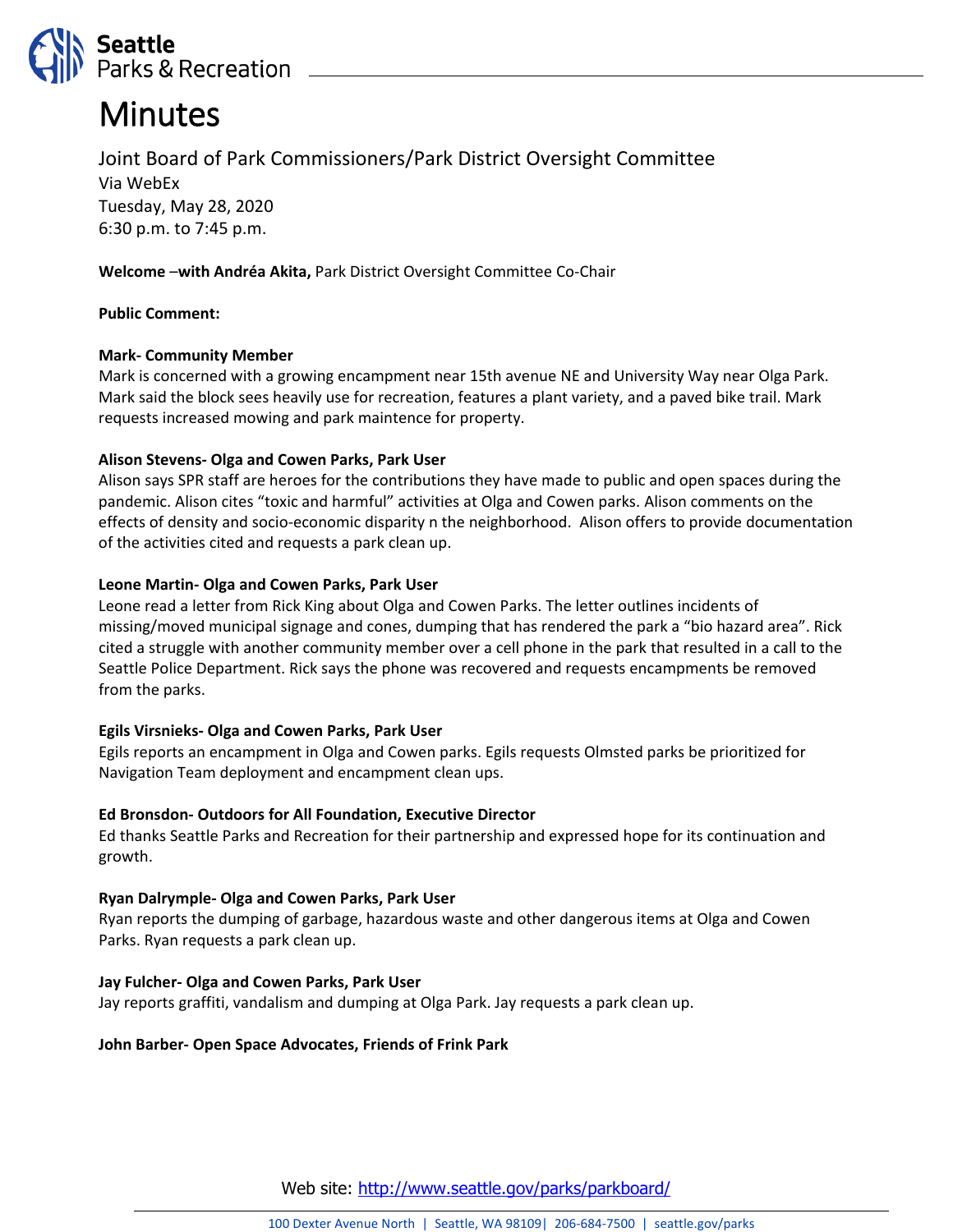# Minutes

Joint Board of Park Commissioners/Park District Oversight Committee
Via WebEx
Tuesday, May 28, 2020
6:30 p.m. to 7:45 p.m.

**Welcome** –**with Andréa Akita,** Park District Oversight Committee Co-Chair

**Public Comment:**

**Mark- Community Member**
Mark is concerned with a growing encampment near 15th avenue NE and University Way near Olga Park. Mark said the block sees heavily use for recreation, features a plant variety, and a paved bike trail. Mark requests increased mowing and park maintence for property.

**Alison Stevens- Olga and Cowen Parks, Park User**
Alison says SPR staff are heroes for the contributions they have made to public and open spaces during the pandemic. Alison cites "toxic and harmful" activities at Olga and Cowen parks. Alison comments on the effects of density and socio-economic disparity n the neighborhood. Alison offers to provide documentation of the activities cited and requests a park clean up.

**Leone Martin- Olga and Cowen Parks, Park User**
Leone read a letter from Rick King about Olga and Cowen Parks. The letter outlines incidents of missing/moved municipal signage and cones, dumping that has rendered the park a "bio hazard area". Rick cited a struggle with another community member over a cell phone in the park that resulted in a call to the Seattle Police Department. Rick says the phone was recovered and requests encampments be removed from the parks.

**Egils Virsnieks- Olga and Cowen Parks, Park User**
Egils reports an encampment in Olga and Cowen parks. Egils requests Olmsted parks be prioritized for Navigation Team deployment and encampment clean ups.

**Ed Bronsdon- Outdoors for All Foundation, Executive Director**
Ed thanks Seattle Parks and Recreation for their partnership and expressed hope for its continuation and growth.

**Ryan Dalrymple- Olga and Cowen Parks, Park User**
Ryan reports the dumping of garbage, hazardous waste and other dangerous items at Olga and Cowen Parks. Ryan requests a park clean up.

**Jay Fulcher- Olga and Cowen Parks, Park User**
Jay reports graffiti, vandalism and dumping at Olga Park. Jay requests a park clean up.

**John Barber- Open Space Advocates, Friends of Frink Park**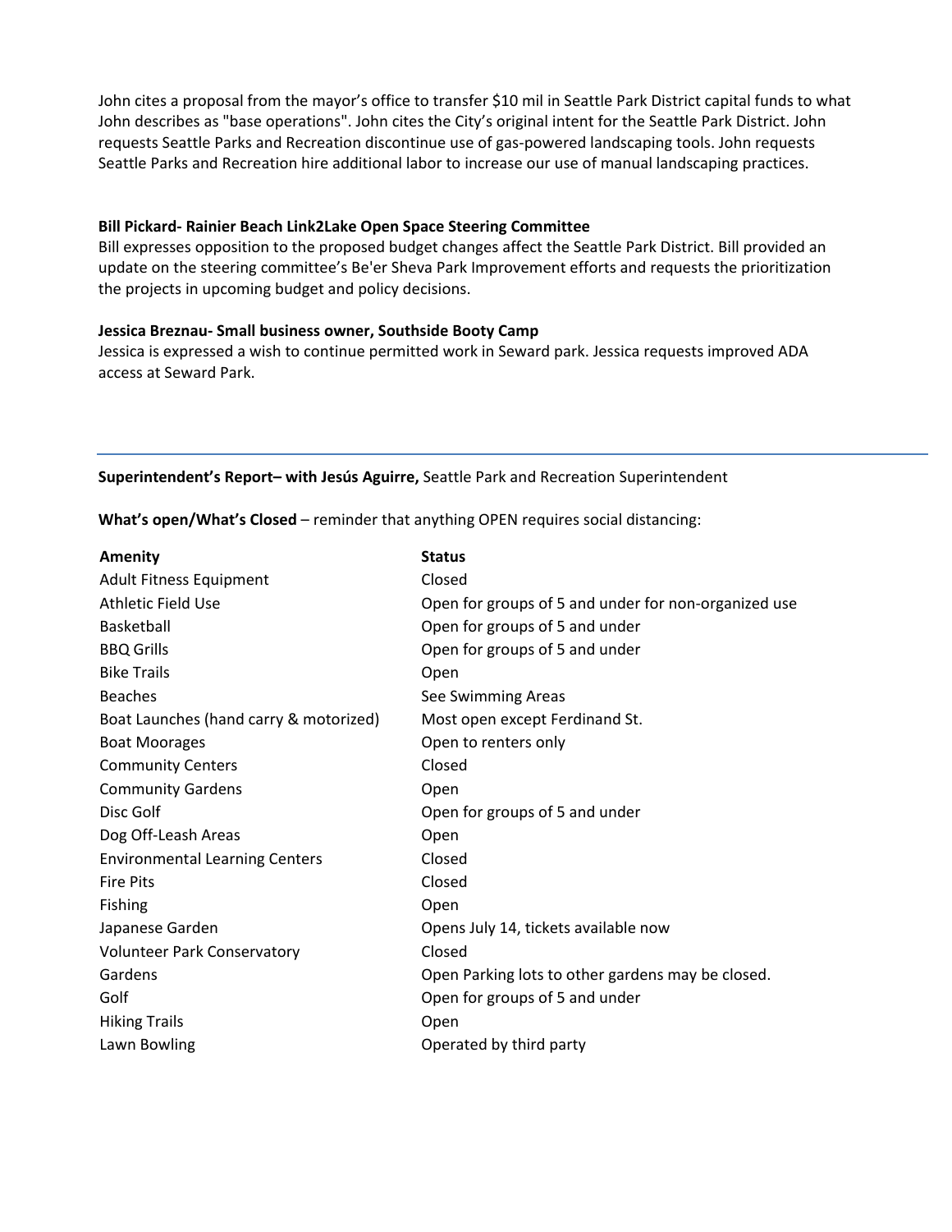John cites a proposal from the mayor's office to transfer $10 mil in Seattle Park District capital funds to what John describes as "base operations". John cites the City's original intent for the Seattle Park District. John requests Seattle Parks and Recreation discontinue use of gas-powered landscaping tools. John requests Seattle Parks and Recreation hire additional labor to increase our use of manual landscaping practices.

**Bill Pickard- Rainier Beach Link2Lake Open Space Steering Committee**
Bill expresses opposition to the proposed budget changes affect the Seattle Park District. Bill provided an update on the steering committee's Be'er Sheva Park Improvement efforts and requests the prioritization the projects in upcoming budget and policy decisions.

**Jessica Breznau- Small business owner, Southside Booty Camp**
Jessica is expressed a wish to continue permitted work in Seward park. Jessica requests improved ADA access at Seward Park.

---

**Superintendent's Report– with Jesús Aguirre,** Seattle Park and Recreation Superintendent

**What's open/What's Closed** – reminder that anything OPEN requires social distancing:

| Amenity | Status |
|---|---|
| Adult Fitness Equipment | Closed |
| Athletic Field Use | Open for groups of 5 and under for non-organized use |
| Basketball | Open for groups of 5 and under |
| BBQ Grills | Open for groups of 5 and under |
| Bike Trails | Open |
| Beaches | See Swimming Areas |
| Boat Launches (hand carry & motorized) | Most open except Ferdinand St. |
| Boat Moorages | Open to renters only |
| Community Centers | Closed |
| Community Gardens | Open |
| Disc Golf | Open for groups of 5 and under |
| Dog Off-Leash Areas | Open |
| Environmental Learning Centers | Closed |
| Fire Pits | Closed |
| Fishing | Open |
| Japanese Garden | Opens July 14, tickets available now |
| Volunteer Park Conservatory | Closed |
| Gardens | Open Parking lots to other gardens may be closed. |
| Golf | Open for groups of 5 and under |
| Hiking Trails | Open |
| Lawn Bowling | Operated by third party |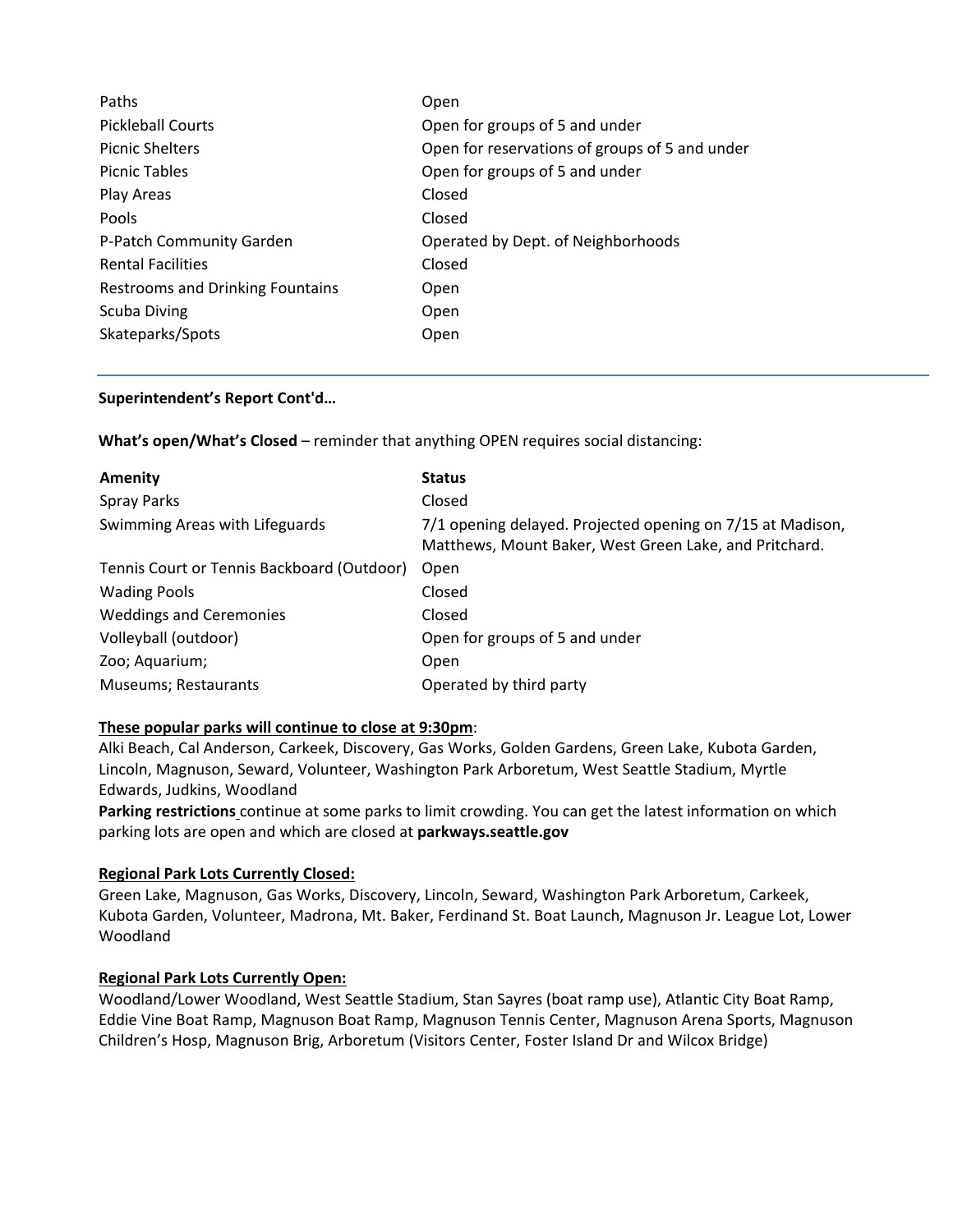| | |
|---|---|
| Paths | Open |
| Pickleball Courts | Open for groups of 5 and under |
| Picnic Shelters | Open for reservations of groups of 5 and under |
| Picnic Tables | Open for groups of 5 and under |
| Play Areas | Closed |
| Pools | Closed |
| P-Patch Community Garden | Operated by Dept. of Neighborhoods |
| Rental Facilities | Closed |
| Restrooms and Drinking Fountains | Open |
| Scuba Diving | Open |
| Skateparks/Spots | Open |

---

**Superintendent's Report Cont'd…**

**What's open/What's Closed** – reminder that anything OPEN requires social distancing:

| Amenity | Status |
|---|---|
| Spray Parks | Closed |
| Swimming Areas with Lifeguards | 7/1 opening delayed. Projected opening on 7/15 at Madison, Matthews, Mount Baker, West Green Lake, and Pritchard. |
| Tennis Court or Tennis Backboard (Outdoor) | Open |
| Wading Pools | Closed |
| Weddings and Ceremonies | Closed |
| Volleyball (outdoor) | Open for groups of 5 and under |
| Zoo; Aquarium; | Open |
| Museums; Restaurants | Operated by third party |

**These popular parks will continue to close at 9:30pm**:
Alki Beach, Cal Anderson, Carkeek, Discovery, Gas Works, Golden Gardens, Green Lake, Kubota Garden, Lincoln, Magnuson, Seward, Volunteer, Washington Park Arboretum, West Seattle Stadium, Myrtle Edwards, Judkins, Woodland

**Parking restrictions** continue at some parks to limit crowding. You can get the latest information on which parking lots are open and which are closed at **parkways.seattle.gov**

**Regional Park Lots Currently Closed:**
Green Lake, Magnuson, Gas Works, Discovery, Lincoln, Seward, Washington Park Arboretum, Carkeek, Kubota Garden, Volunteer, Madrona, Mt. Baker, Ferdinand St. Boat Launch, Magnuson Jr. League Lot, Lower Woodland

**Regional Park Lots Currently Open:**
Woodland/Lower Woodland, West Seattle Stadium, Stan Sayres (boat ramp use), Atlantic City Boat Ramp, Eddie Vine Boat Ramp, Magnuson Boat Ramp, Magnuson Tennis Center, Magnuson Arena Sports, Magnuson Children's Hosp, Magnuson Brig, Arboretum (Visitors Center, Foster Island Dr and Wilcox Bridge)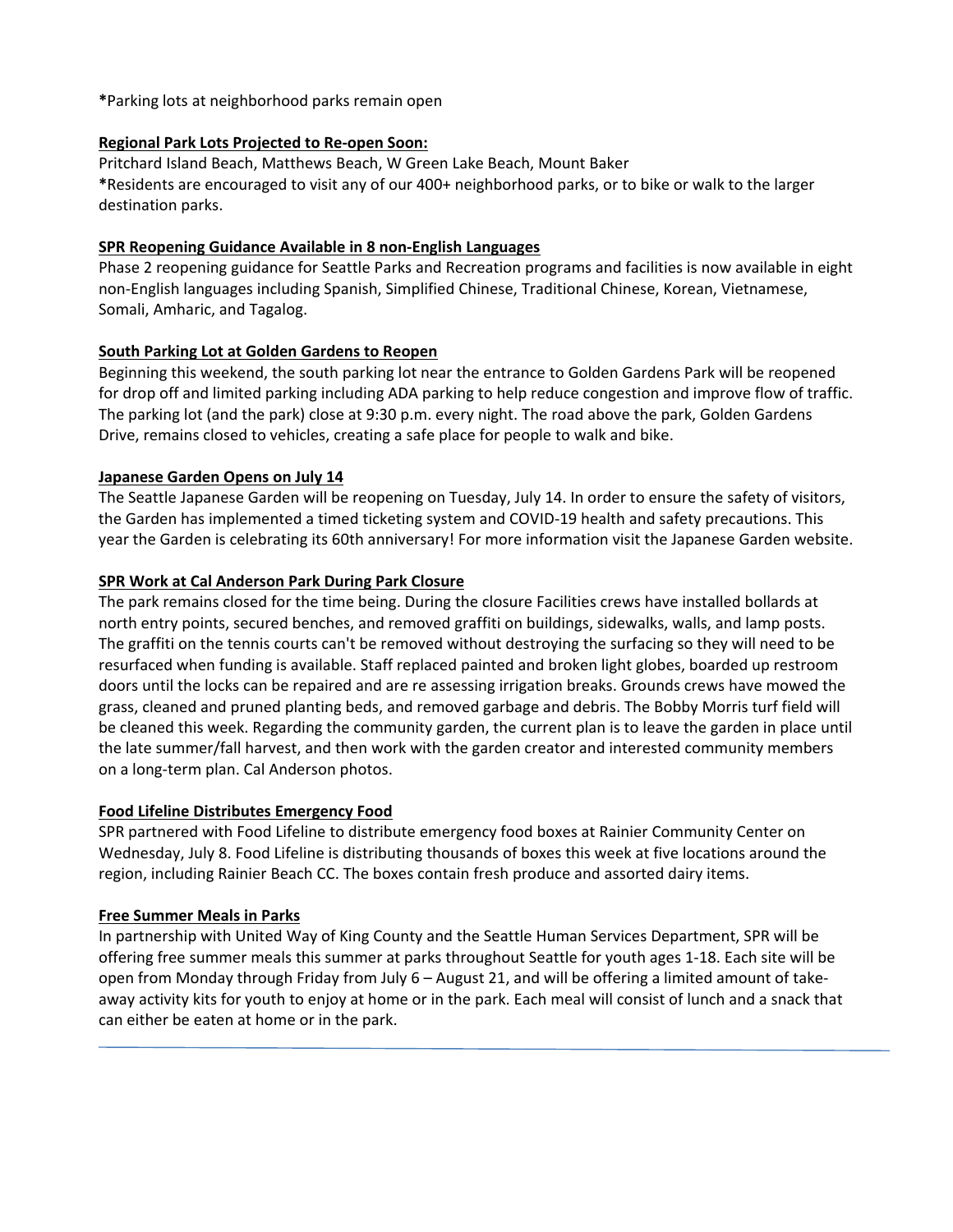**\***Parking lots at neighborhood parks remain open

**Regional Park Lots Projected to Re-open Soon:**

Pritchard Island Beach, Matthews Beach, W Green Lake Beach, Mount Baker

**\***Residents are encouraged to visit any of our 400+ neighborhood parks, or to bike or walk to the larger destination parks.

**SPR Reopening Guidance Available in 8 non-English Languages**

Phase 2 reopening guidance for Seattle Parks and Recreation programs and facilities is now available in eight non-English languages including Spanish, Simplified Chinese, Traditional Chinese, Korean, Vietnamese, Somali, Amharic, and Tagalog.

**South Parking Lot at Golden Gardens to Reopen**

Beginning this weekend, the south parking lot near the entrance to Golden Gardens Park will be reopened for drop off and limited parking including ADA parking to help reduce congestion and improve flow of traffic. The parking lot (and the park) close at 9:30 p.m. every night. The road above the park, Golden Gardens Drive, remains closed to vehicles, creating a safe place for people to walk and bike.

**Japanese Garden Opens on July 14**

The Seattle Japanese Garden will be reopening on Tuesday, July 14. In order to ensure the safety of visitors, the Garden has implemented a timed ticketing system and COVID-19 health and safety precautions. This year the Garden is celebrating its 60th anniversary! For more information visit the Japanese Garden website.

**SPR Work at Cal Anderson Park During Park Closure**

The park remains closed for the time being. During the closure Facilities crews have installed bollards at north entry points, secured benches, and removed graffiti on buildings, sidewalks, walls, and lamp posts. The graffiti on the tennis courts can't be removed without destroying the surfacing so they will need to be resurfaced when funding is available. Staff replaced painted and broken light globes, boarded up restroom doors until the locks can be repaired and are re assessing irrigation breaks. Grounds crews have mowed the grass, cleaned and pruned planting beds, and removed garbage and debris. The Bobby Morris turf field will be cleaned this week. Regarding the community garden, the current plan is to leave the garden in place until the late summer/fall harvest, and then work with the garden creator and interested community members on a long-term plan. Cal Anderson photos.

**Food Lifeline Distributes Emergency Food**

SPR partnered with Food Lifeline to distribute emergency food boxes at Rainier Community Center on Wednesday, July 8. Food Lifeline is distributing thousands of boxes this week at five locations around the region, including Rainier Beach CC. The boxes contain fresh produce and assorted dairy items.

**Free Summer Meals in Parks**

In partnership with United Way of King County and the Seattle Human Services Department, SPR will be offering free summer meals this summer at parks throughout Seattle for youth ages 1-18. Each site will be open from Monday through Friday from July 6 – August 21, and will be offering a limited amount of take-away activity kits for youth to enjoy at home or in the park. Each meal will consist of lunch and a snack that can either be eaten at home or in the park.

---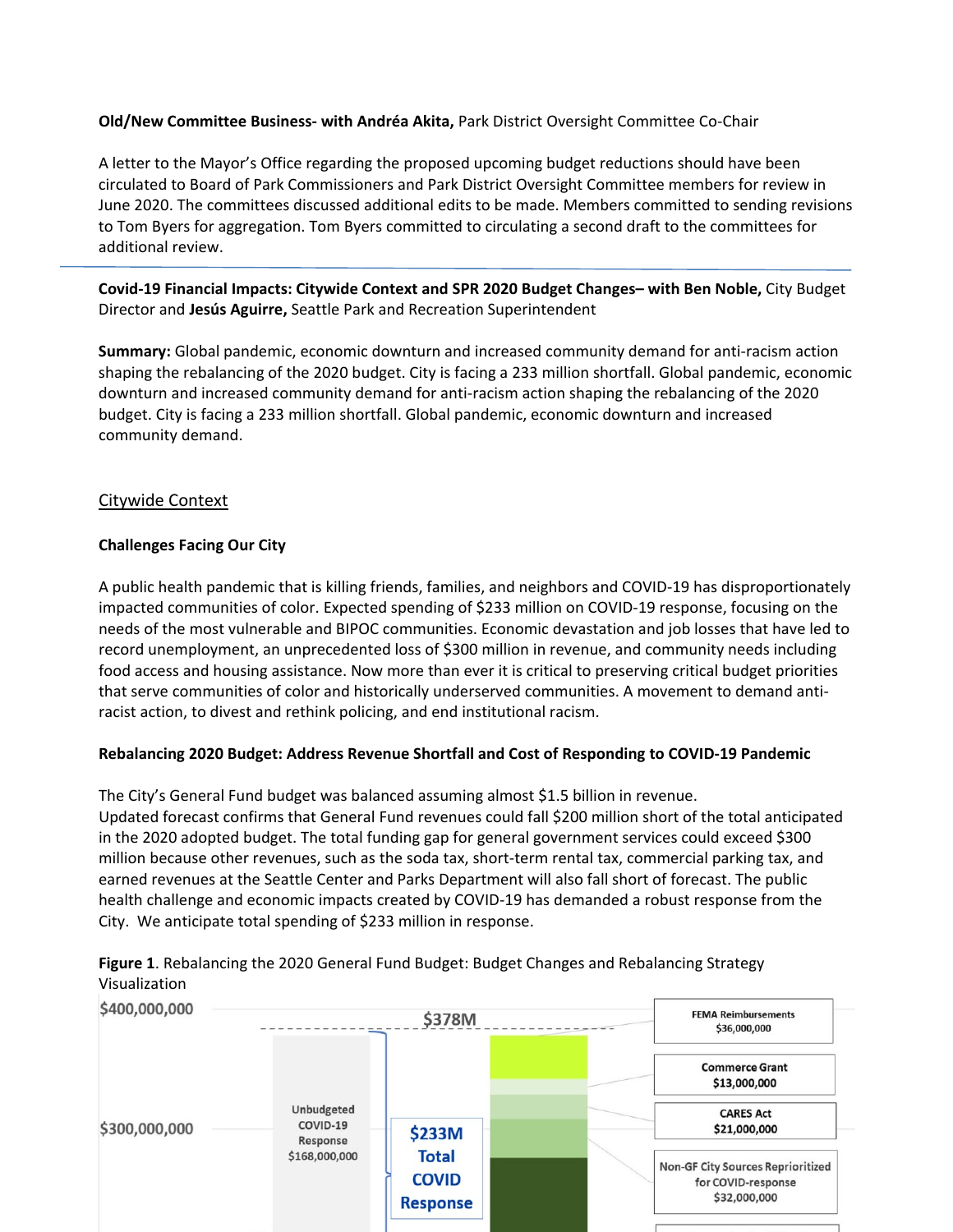**Old/New Committee Business- with Andréa Akita,** Park District Oversight Committee Co-Chair

A letter to the Mayor's Office regarding the proposed upcoming budget reductions should have been circulated to Board of Park Commissioners and Park District Oversight Committee members for review in June 2020. The committees discussed additional edits to be made. Members committed to sending revisions to Tom Byers for aggregation. Tom Byers committed to circulating a second draft to the committees for additional review.

---

**Covid-19 Financial Impacts: Citywide Context and SPR 2020 Budget Changes– with Ben Noble,** City Budget Director and **Jesús Aguirre,** Seattle Park and Recreation Superintendent

**Summary:** Global pandemic, economic downturn and increased community demand for anti-racism action shaping the rebalancing of the 2020 budget. City is facing a 233 million shortfall. Global pandemic, economic downturn and increased community demand for anti-racism action shaping the rebalancing of the 2020 budget. City is facing a 233 million shortfall. Global pandemic, economic downturn and increased community demand.

## Citywide Context

### Challenges Facing Our City

A public health pandemic that is killing friends, families, and neighbors and COVID-19 has disproportionately impacted communities of color. Expected spending of $233 million on COVID-19 response, focusing on the needs of the most vulnerable and BIPOC communities. Economic devastation and job losses that have led to record unemployment, an unprecedented loss of $300 million in revenue, and community needs including food access and housing assistance. Now more than ever it is critical to preserving critical budget priorities that serve communities of color and historically underserved communities. A movement to demand anti-racist action, to divest and rethink policing, and end institutional racism.

### Rebalancing 2020 Budget: Address Revenue Shortfall and Cost of Responding to COVID-19 Pandemic

The City's General Fund budget was balanced assuming almost $1.5 billion in revenue.
Updated forecast confirms that General Fund revenues could fall $200 million short of the total anticipated in the 2020 adopted budget. The total funding gap for general government services could exceed $300 million because other revenues, such as the soda tax, short-term rental tax, commercial parking tax, and earned revenues at the Seattle Center and Parks Department will also fall short of forecast. The public health challenge and economic impacts created by COVID-19 has demanded a robust response from the City. We anticipate total spending of $233 million in response.

**Figure 1**. Rebalancing the 2020 General Fund Budget: Budget Changes and Rebalancing Strategy Visualization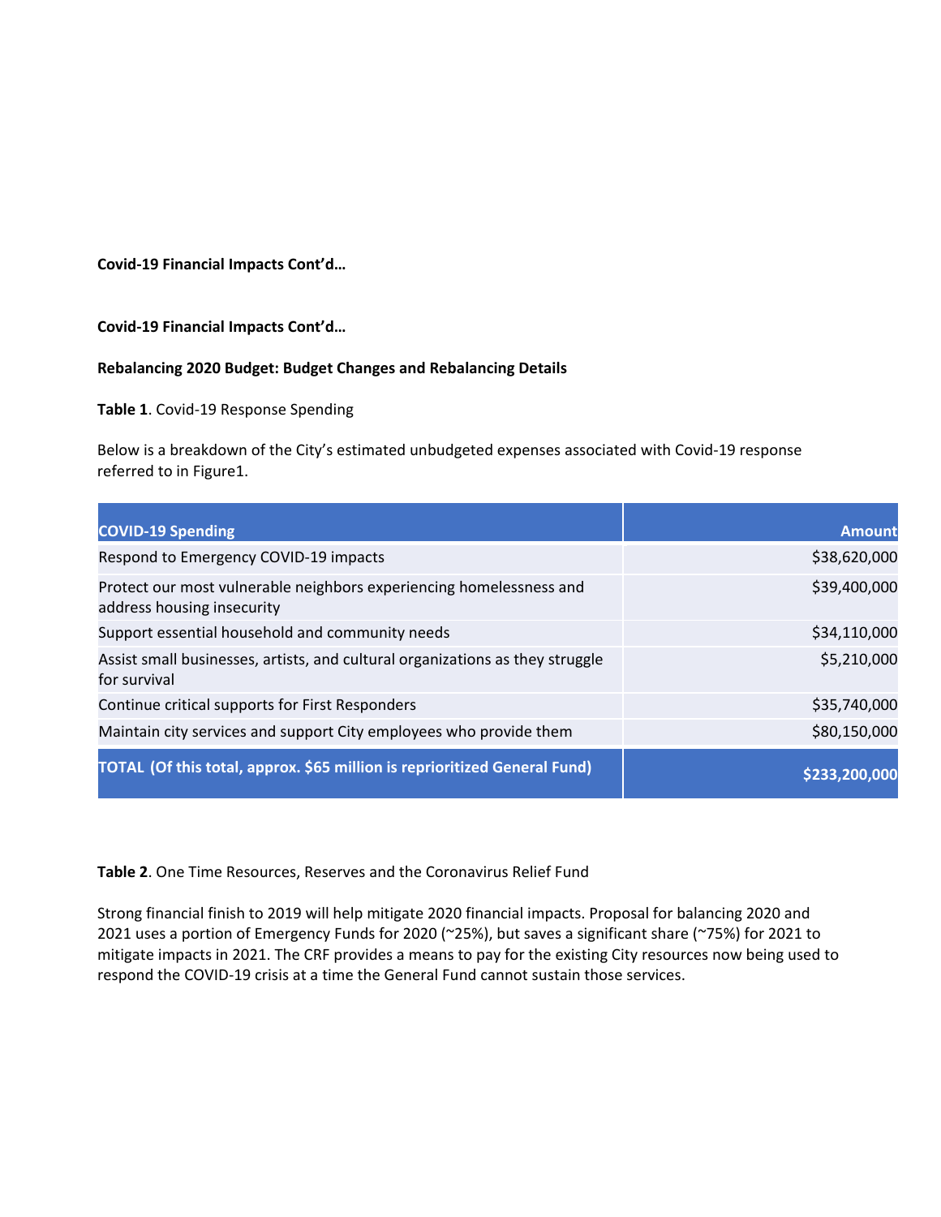**Covid-19 Financial Impacts Cont'd…**

**Covid-19 Financial Impacts Cont'd…**

**Rebalancing 2020 Budget: Budget Changes and Rebalancing Details**

**Table 1**. Covid-19 Response Spending

Below is a breakdown of the City's estimated unbudgeted expenses associated with Covid-19 response referred to in Figure1.

| COVID-19 Spending | Amount |
|---|---:|
| Respond to Emergency COVID-19 impacts | $38,620,000 |
| Protect our most vulnerable neighbors experiencing homelessness and address housing insecurity | $39,400,000 |
| Support essential household and community needs | $34,110,000 |
| Assist small businesses, artists, and cultural organizations as they struggle for survival | $5,210,000 |
| Continue critical supports for First Responders | $35,740,000 |
| Maintain city services and support City employees who provide them | $80,150,000 |
| **TOTAL (Of this total, approx. $65 million is reprioritized General Fund)** | **$233,200,000** |

**Table 2**. One Time Resources, Reserves and the Coronavirus Relief Fund

Strong financial finish to 2019 will help mitigate 2020 financial impacts. Proposal for balancing 2020 and 2021 uses a portion of Emergency Funds for 2020 (~25%), but saves a significant share (~75%) for 2021 to mitigate impacts in 2021. The CRF provides a means to pay for the existing City resources now being used to respond the COVID-19 crisis at a time the General Fund cannot sustain those services.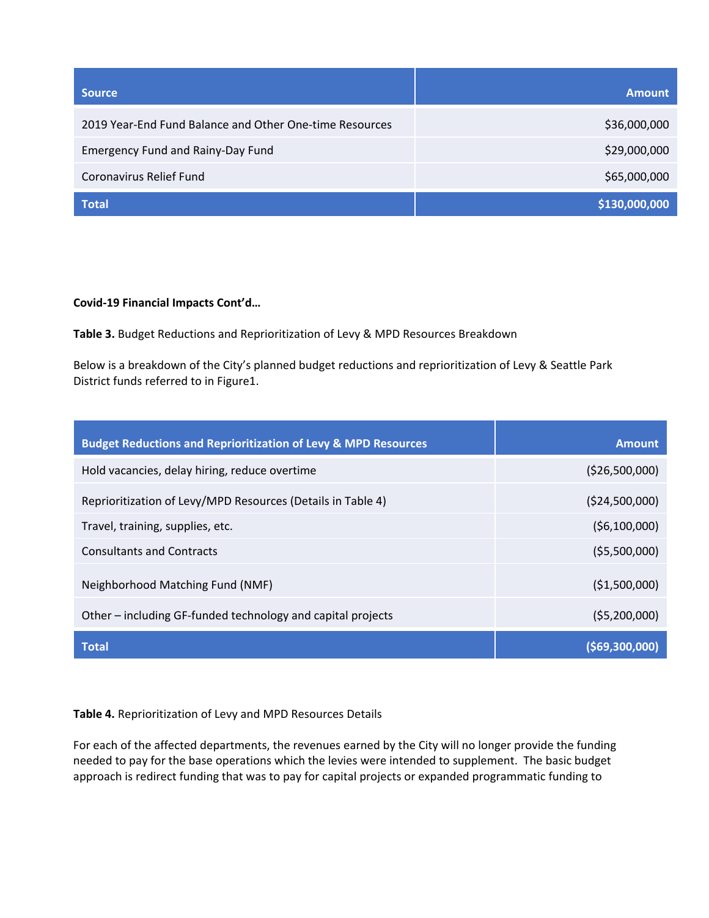| Source | Amount |
| --- | ---: |
| 2019 Year-End Fund Balance and Other One-time Resources | $36,000,000 |
| Emergency Fund and Rainy-Day Fund | $29,000,000 |
| Coronavirus Relief Fund | $65,000,000 |
| **Total** | **$130,000,000** |

**Covid-19 Financial Impacts Cont'd…**

**Table 3.** Budget Reductions and Reprioritization of Levy & MPD Resources Breakdown

Below is a breakdown of the City's planned budget reductions and reprioritization of Levy & Seattle Park District funds referred to in Figure1.

| Budget Reductions and Reprioritization of Levy & MPD Resources | Amount |
| --- | ---: |
| Hold vacancies, delay hiring, reduce overtime | ($26,500,000) |
| Reprioritization of Levy/MPD Resources (Details in Table 4) | ($24,500,000) |
| Travel, training, supplies, etc. | ($6,100,000) |
| Consultants and Contracts | ($5,500,000) |
| Neighborhood Matching Fund (NMF) | ($1,500,000) |
| Other – including GF-funded technology and capital projects | ($5,200,000) |
| **Total** | **($69,300,000)** |

**Table 4.** Reprioritization of Levy and MPD Resources Details

For each of the affected departments, the revenues earned by the City will no longer provide the funding needed to pay for the base operations which the levies were intended to supplement. The basic budget approach is redirect funding that was to pay for capital projects or expanded programmatic funding to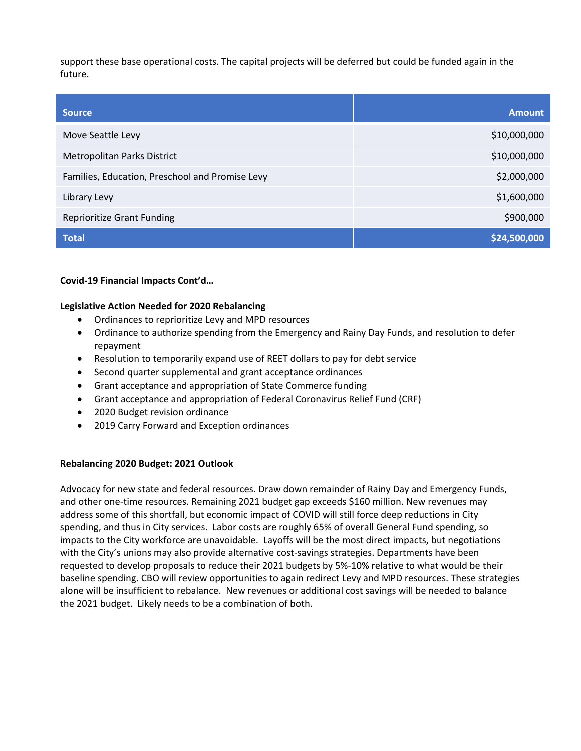support these base operational costs. The capital projects will be deferred but could be funded again in the future.

| Source | Amount |
|---|---:|
| Move Seattle Levy | $10,000,000 |
| Metropolitan Parks District | $10,000,000 |
| Families, Education, Preschool and Promise Levy | $2,000,000 |
| Library Levy | $1,600,000 |
| Reprioritize Grant Funding | $900,000 |
| **Total** | **$24,500,000** |

**Covid-19 Financial Impacts Cont'd…**

**Legislative Action Needed for 2020 Rebalancing**

- Ordinances to reprioritize Levy and MPD resources
- Ordinance to authorize spending from the Emergency and Rainy Day Funds, and resolution to defer repayment
- Resolution to temporarily expand use of REET dollars to pay for debt service
- Second quarter supplemental and grant acceptance ordinances
- Grant acceptance and appropriation of State Commerce funding
- Grant acceptance and appropriation of Federal Coronavirus Relief Fund (CRF)
- 2020 Budget revision ordinance
- 2019 Carry Forward and Exception ordinances

**Rebalancing 2020 Budget: 2021 Outlook**

Advocacy for new state and federal resources. Draw down remainder of Rainy Day and Emergency Funds, and other one-time resources. Remaining 2021 budget gap exceeds $160 million. New revenues may address some of this shortfall, but economic impact of COVID will still force deep reductions in City spending, and thus in City services. Labor costs are roughly 65% of overall General Fund spending, so impacts to the City workforce are unavoidable. Layoffs will be the most direct impacts, but negotiations with the City's unions may also provide alternative cost-savings strategies. Departments have been requested to develop proposals to reduce their 2021 budgets by 5%-10% relative to what would be their baseline spending. CBO will review opportunities to again redirect Levy and MPD resources. These strategies alone will be insufficient to rebalance. New revenues or additional cost savings will be needed to balance the 2021 budget. Likely needs to be a combination of both.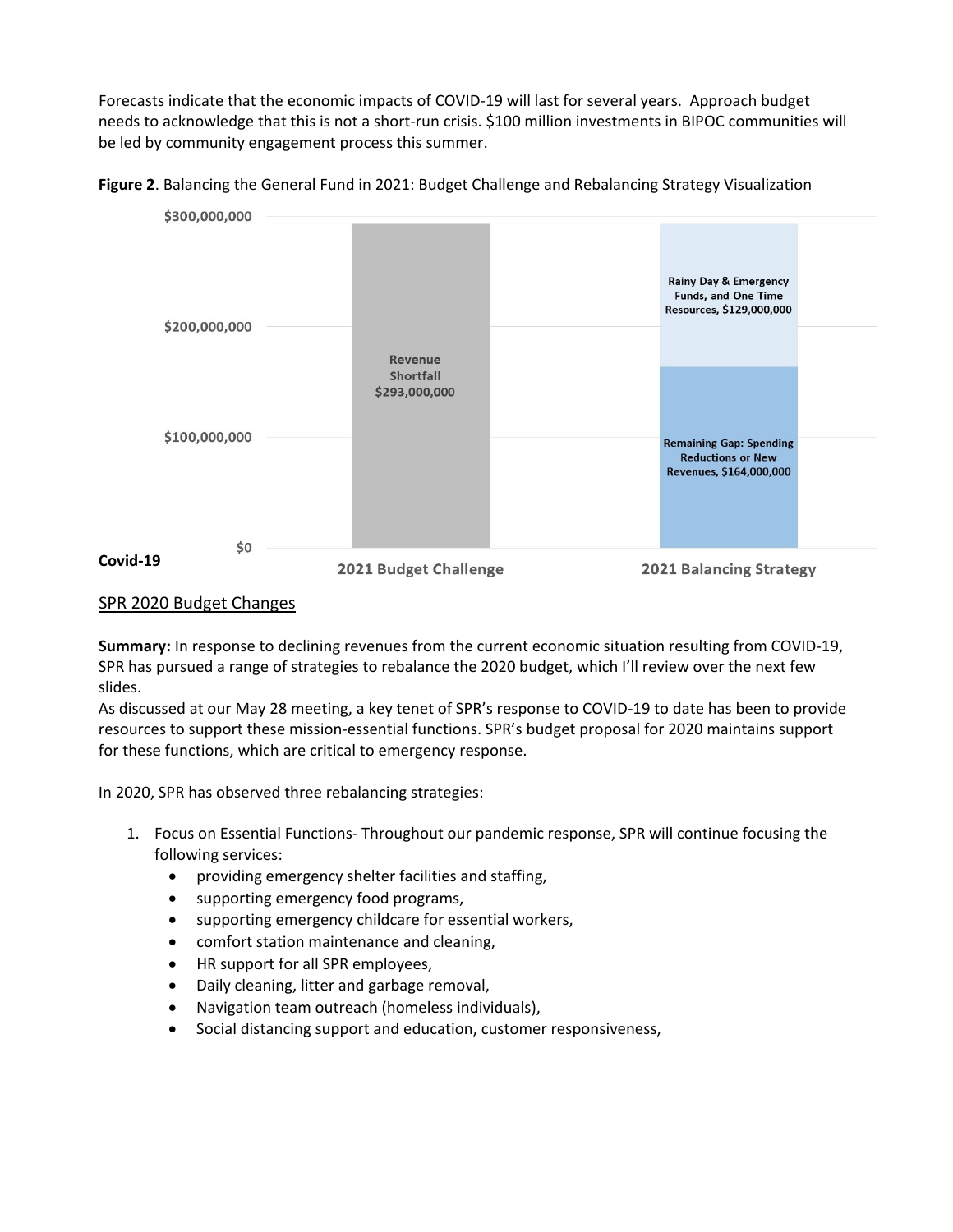Forecasts indicate that the economic impacts of COVID-19 will last for several years. Approach budget needs to acknowledge that this is not a short-run crisis. $100 million investments in BIPOC communities will be led by community engagement process this summer.

**Figure 2**. Balancing the General Fund in 2021: Budget Challenge and Rebalancing Strategy Visualization

| | 2021 Budget Challenge | 2021 Balancing Strategy |
|---|---|---|
| Revenue Shortfall | $293,000,000 | |
| Rainy Day & Emergency Funds, and One-Time Resources | | $129,000,000 |
| Remaining Gap: Spending Reductions or New Revenues | | $164,000,000 |

**Covid-19**

## SPR 2020 Budget Changes

**Summary:** In response to declining revenues from the current economic situation resulting from COVID-19, SPR has pursued a range of strategies to rebalance the 2020 budget, which I'll review over the next few slides.

As discussed at our May 28 meeting, a key tenet of SPR's response to COVID-19 to date has been to provide resources to support these mission-essential functions. SPR's budget proposal for 2020 maintains support for these functions, which are critical to emergency response.

In 2020, SPR has observed three rebalancing strategies:

1. Focus on Essential Functions- Throughout our pandemic response, SPR will continue focusing the following services:
   - providing emergency shelter facilities and staffing,
   - supporting emergency food programs,
   - supporting emergency childcare for essential workers,
   - comfort station maintenance and cleaning,
   - HR support for all SPR employees,
   - Daily cleaning, litter and garbage removal,
   - Navigation team outreach (homeless individuals),
   - Social distancing support and education, customer responsiveness,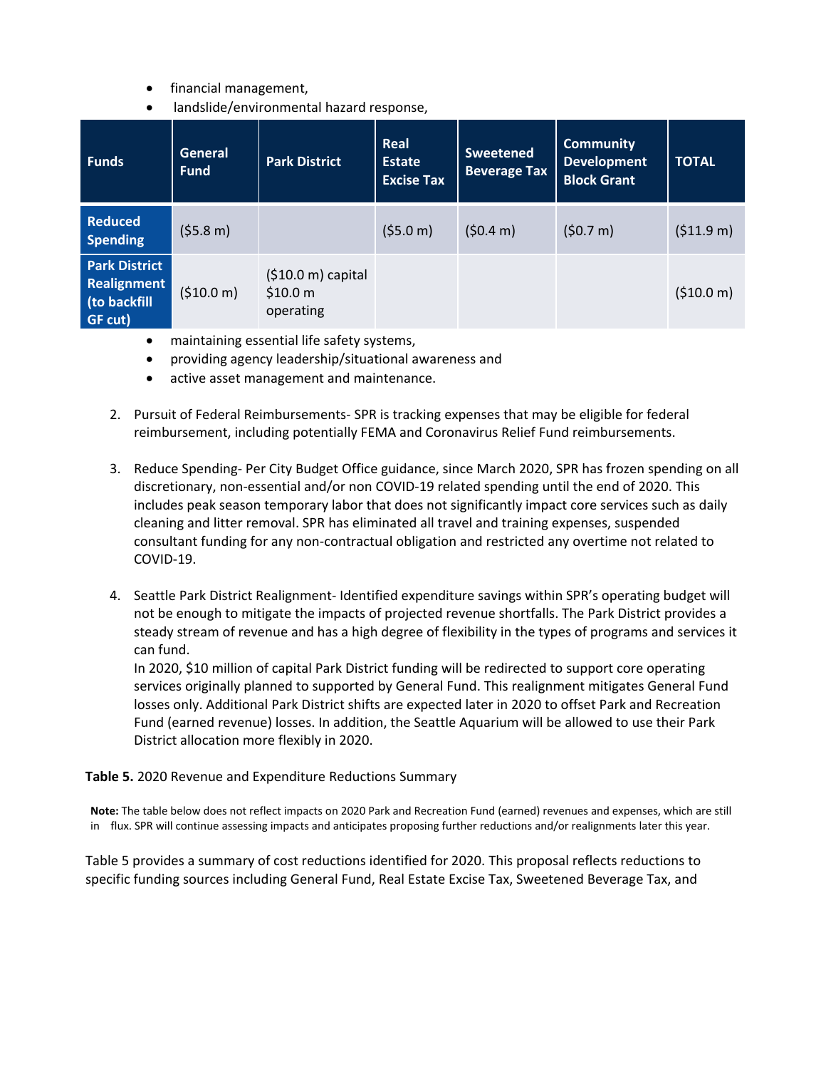- financial management,
- landslide/environmental hazard response,

| Funds | General Fund | Park District | Real Estate Excise Tax | Sweetened Beverage Tax | Community Development Block Grant | TOTAL |
|---|---|---|---|---|---|---|
| **Reduced Spending** | ($5.8 m) | | ($5.0 m) | ($0.4 m) | ($0.7 m) | ($11.9 m) |
| **Park District Realignment (to backfill GF cut)** | ($10.0 m) | ($10.0 m) capital $10.0 m operating | | | | ($10.0 m) |

- maintaining essential life safety systems,
- providing agency leadership/situational awareness and
- active asset management and maintenance.

2. Pursuit of Federal Reimbursements- SPR is tracking expenses that may be eligible for federal reimbursement, including potentially FEMA and Coronavirus Relief Fund reimbursements.

3. Reduce Spending- Per City Budget Office guidance, since March 2020, SPR has frozen spending on all discretionary, non-essential and/or non COVID-19 related spending until the end of 2020. This includes peak season temporary labor that does not significantly impact core services such as daily cleaning and litter removal. SPR has eliminated all travel and training expenses, suspended consultant funding for any non-contractual obligation and restricted any overtime not related to COVID-19.

4. Seattle Park District Realignment- Identified expenditure savings within SPR's operating budget will not be enough to mitigate the impacts of projected revenue shortfalls. The Park District provides a steady stream of revenue and has a high degree of flexibility in the types of programs and services it can fund.
   In 2020, $10 million of capital Park District funding will be redirected to support core operating services originally planned to supported by General Fund. This realignment mitigates General Fund losses only. Additional Park District shifts are expected later in 2020 to offset Park and Recreation Fund (earned revenue) losses. In addition, the Seattle Aquarium will be allowed to use their Park District allocation more flexibly in 2020.

**Table 5.** 2020 Revenue and Expenditure Reductions Summary

**Note:** The table below does not reflect impacts on 2020 Park and Recreation Fund (earned) revenues and expenses, which are still in flux. SPR will continue assessing impacts and anticipates proposing further reductions and/or realignments later this year.

Table 5 provides a summary of cost reductions identified for 2020. This proposal reflects reductions to specific funding sources including General Fund, Real Estate Excise Tax, Sweetened Beverage Tax, and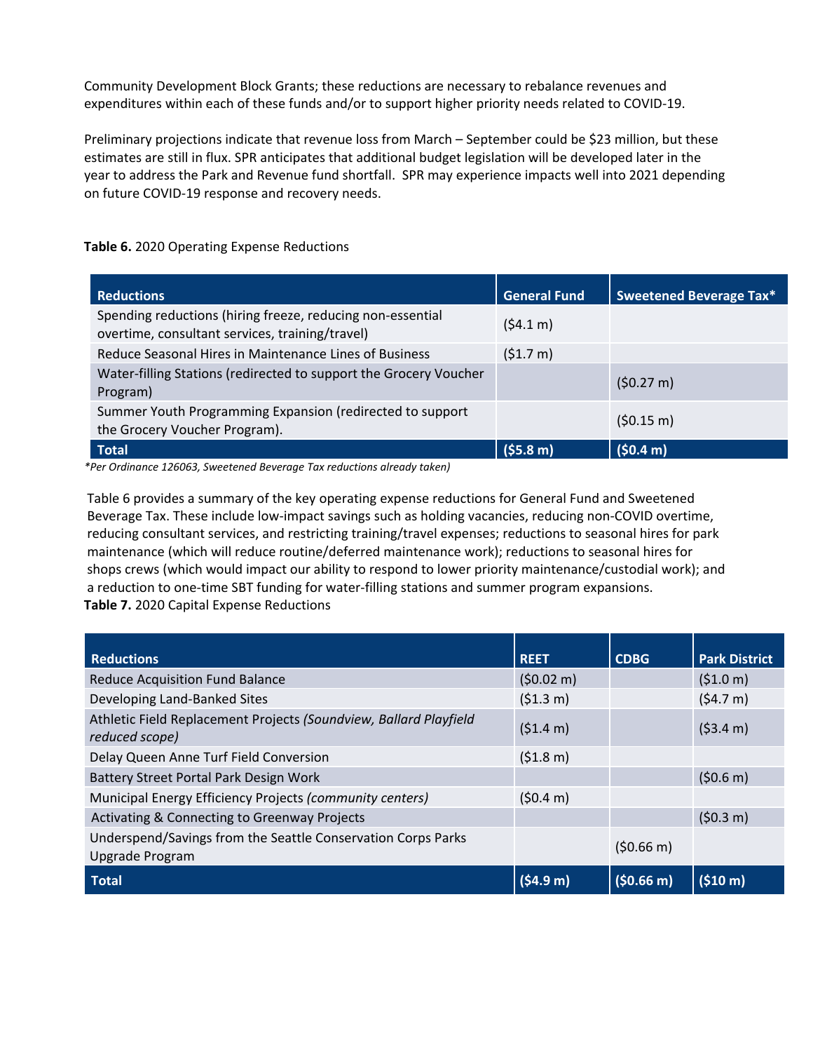Community Development Block Grants; these reductions are necessary to rebalance revenues and expenditures within each of these funds and/or to support higher priority needs related to COVID-19.

Preliminary projections indicate that revenue loss from March – September could be $23 million, but these estimates are still in flux. SPR anticipates that additional budget legislation will be developed later in the year to address the Park and Revenue fund shortfall. SPR may experience impacts well into 2021 depending on future COVID-19 response and recovery needs.

**Table 6.** 2020 Operating Expense Reductions

| Reductions | General Fund | Sweetened Beverage Tax* |
|---|---|---|
| Spending reductions (hiring freeze, reducing non-essential overtime, consultant services, training/travel) | ($4.1 m) | |
| Reduce Seasonal Hires in Maintenance Lines of Business | ($1.7 m) | |
| Water-filling Stations (redirected to support the Grocery Voucher Program) | | ($0.27 m) |
| Summer Youth Programming Expansion (redirected to support the Grocery Voucher Program). | | ($0.15 m) |
| **Total** | **($5.8 m)** | **($0.4 m)** |

*\*Per Ordinance 126063, Sweetened Beverage Tax reductions already taken)*

Table 6 provides a summary of the key operating expense reductions for General Fund and Sweetened Beverage Tax. These include low-impact savings such as holding vacancies, reducing non-COVID overtime, reducing consultant services, and restricting training/travel expenses; reductions to seasonal hires for park maintenance (which will reduce routine/deferred maintenance work); reductions to seasonal hires for shops crews (which would impact our ability to respond to lower priority maintenance/custodial work); and a reduction to one-time SBT funding for water-filling stations and summer program expansions.

**Table 7.** 2020 Capital Expense Reductions

| Reductions | REET | CDBG | Park District |
|---|---|---|---|
| Reduce Acquisition Fund Balance | ($0.02 m) | | ($1.0 m) |
| Developing Land-Banked Sites | ($1.3 m) | | ($4.7 m) |
| Athletic Field Replacement Projects *(Soundview, Ballard Playfield reduced scope)* | ($1.4 m) | | ($3.4 m) |
| Delay Queen Anne Turf Field Conversion | ($1.8 m) | | |
| Battery Street Portal Park Design Work | | | ($0.6 m) |
| Municipal Energy Efficiency Projects *(community centers)* | ($0.4 m) | | |
| Activating & Connecting to Greenway Projects | | | ($0.3 m) |
| Underspend/Savings from the Seattle Conservation Corps Parks Upgrade Program | | ($0.66 m) | |
| **Total** | **($4.9 m)** | **($0.66 m)** | **($10 m)** |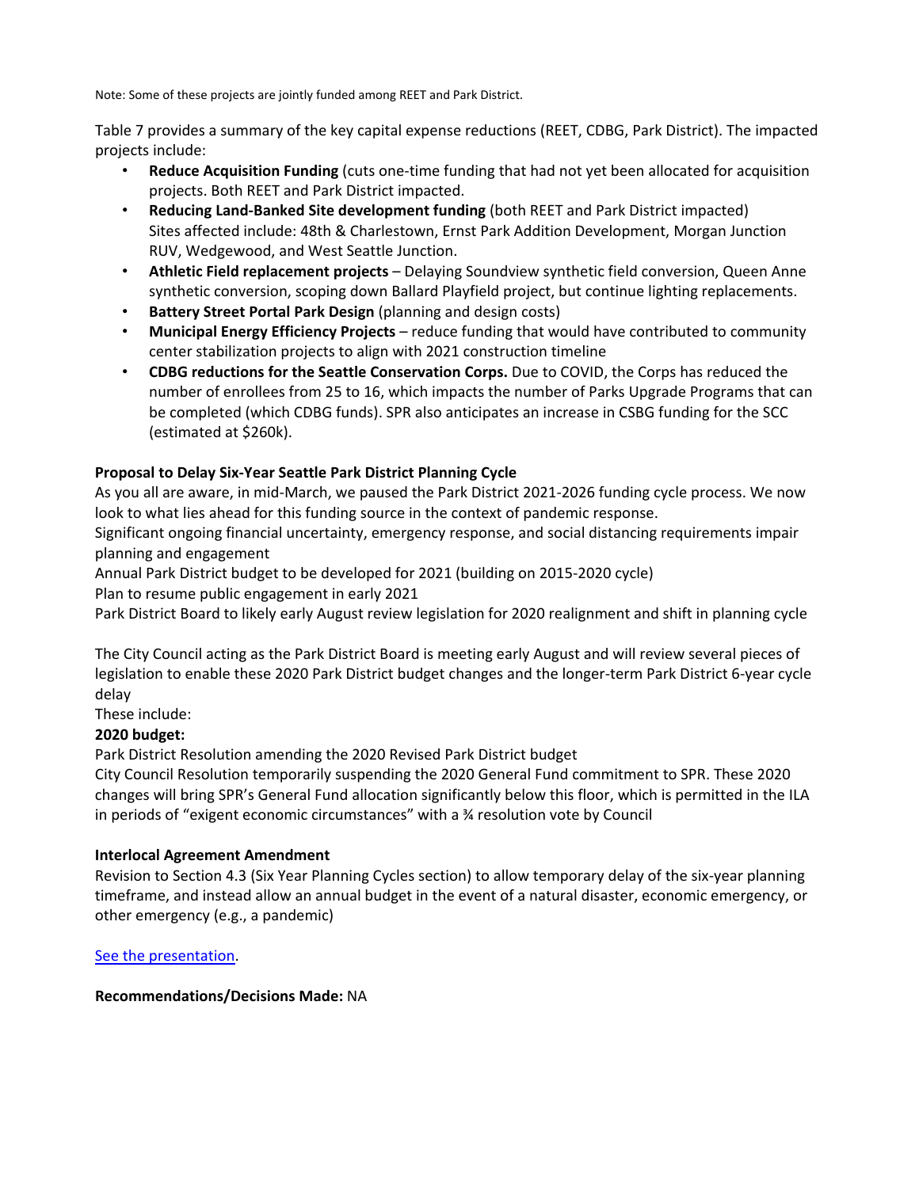Note: Some of these projects are jointly funded among REET and Park District.

Table 7 provides a summary of the key capital expense reductions (REET, CDBG, Park District). The impacted projects include:

- **Reduce Acquisition Funding** (cuts one-time funding that had not yet been allocated for acquisition projects. Both REET and Park District impacted.
- **Reducing Land-Banked Site development funding** (both REET and Park District impacted) Sites affected include: 48th & Charlestown, Ernst Park Addition Development, Morgan Junction RUV, Wedgewood, and West Seattle Junction.
- **Athletic Field replacement projects** – Delaying Soundview synthetic field conversion, Queen Anne synthetic conversion, scoping down Ballard Playfield project, but continue lighting replacements.
- **Battery Street Portal Park Design** (planning and design costs)
- **Municipal Energy Efficiency Projects** – reduce funding that would have contributed to community center stabilization projects to align with 2021 construction timeline
- **CDBG reductions for the Seattle Conservation Corps.** Due to COVID, the Corps has reduced the number of enrollees from 25 to 16, which impacts the number of Parks Upgrade Programs that can be completed (which CDBG funds). SPR also anticipates an increase in CSBG funding for the SCC (estimated at $260k).

**Proposal to Delay Six-Year Seattle Park District Planning Cycle**

As you all are aware, in mid-March, we paused the Park District 2021-2026 funding cycle process. We now look to what lies ahead for this funding source in the context of pandemic response.

Significant ongoing financial uncertainty, emergency response, and social distancing requirements impair planning and engagement

Annual Park District budget to be developed for 2021 (building on 2015-2020 cycle)

Plan to resume public engagement in early 2021

Park District Board to likely early August review legislation for 2020 realignment and shift in planning cycle

The City Council acting as the Park District Board is meeting early August and will review several pieces of legislation to enable these 2020 Park District budget changes and the longer-term Park District 6-year cycle delay

These include:

**2020 budget:**

Park District Resolution amending the 2020 Revised Park District budget

City Council Resolution temporarily suspending the 2020 General Fund commitment to SPR. These 2020 changes will bring SPR's General Fund allocation significantly below this floor, which is permitted in the ILA in periods of "exigent economic circumstances" with a ¾ resolution vote by Council

**Interlocal Agreement Amendment**

Revision to Section 4.3 (Six Year Planning Cycles section) to allow temporary delay of the six-year planning timeframe, and instead allow an annual budget in the event of a natural disaster, economic emergency, or other emergency (e.g., a pandemic)

See the presentation.

**Recommendations/Decisions Made:** NA